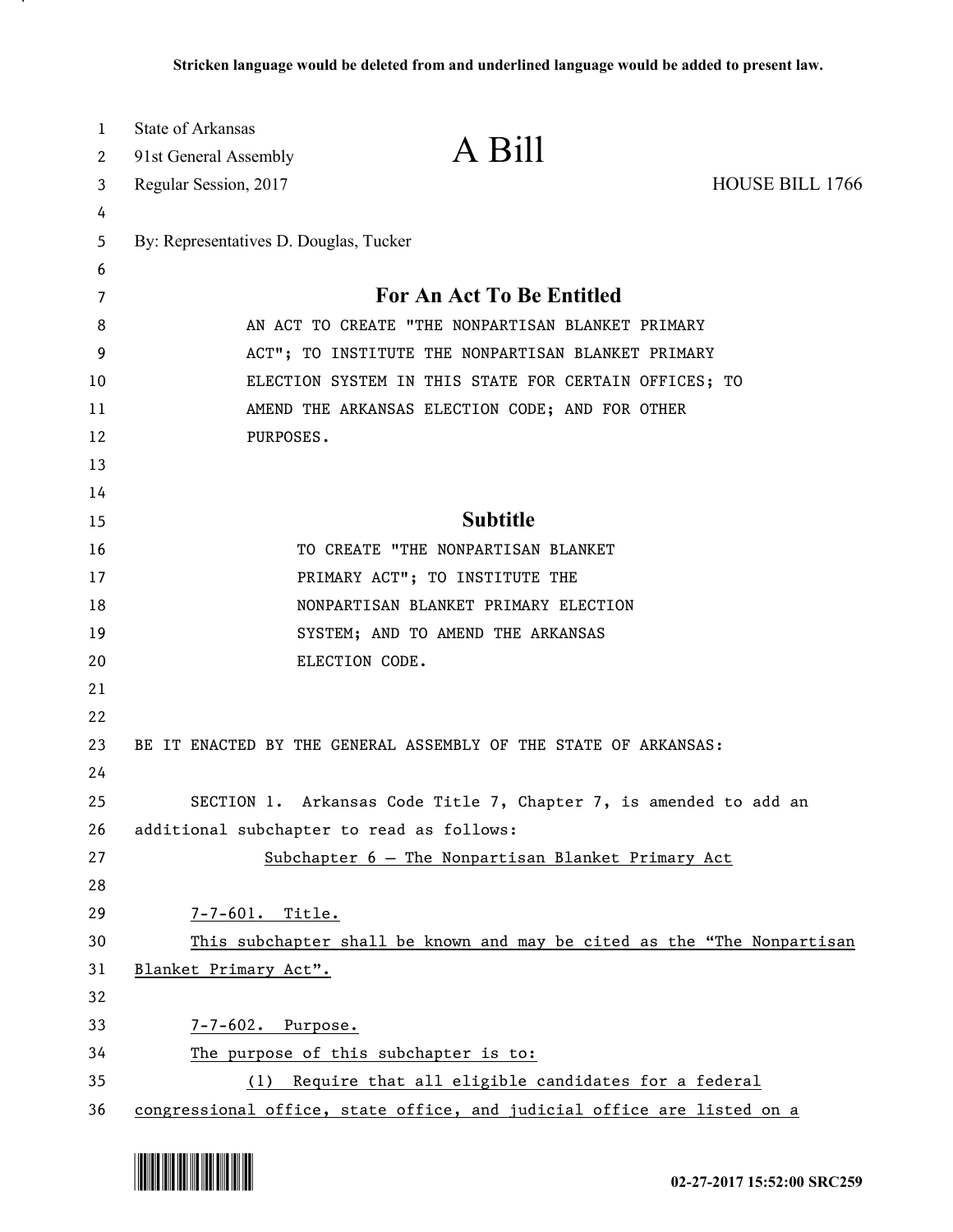**Stricken language would be deleted from and underlined language would be added to present law.**

State of Arkansas
91st General Assembly
Regular Session, 2017

# A Bill

HOUSE BILL 1766

By: Representatives D. Douglas, Tucker

## For An Act To Be Entitled

AN ACT TO CREATE "THE NONPARTISAN BLANKET PRIMARY ACT"; TO INSTITUTE THE NONPARTISAN BLANKET PRIMARY ELECTION SYSTEM IN THIS STATE FOR CERTAIN OFFICES; TO AMEND THE ARKANSAS ELECTION CODE; AND FOR OTHER PURPOSES.

## Subtitle

TO CREATE "THE NONPARTISAN BLANKET PRIMARY ACT"; TO INSTITUTE THE NONPARTISAN BLANKET PRIMARY ELECTION SYSTEM; AND TO AMEND THE ARKANSAS ELECTION CODE.

BE IT ENACTED BY THE GENERAL ASSEMBLY OF THE STATE OF ARKANSAS:

SECTION 1. Arkansas Code Title 7, Chapter 7, is amended to add an additional subchapter to read as follows:

<u>Subchapter 6 — The Nonpartisan Blanket Primary Act</u>

<u>7-7-601. Title.</u>

<u>This subchapter shall be known and may be cited as the "The Nonpartisan Blanket Primary Act".</u>

<u>7-7-602. Purpose.</u>

<u>The purpose of this subchapter is to:</u>

<u>(1) Require that all eligible candidates for a federal congressional office, state office, and judicial office are listed on a</u>

02-27-2017 15:52:00 SRC259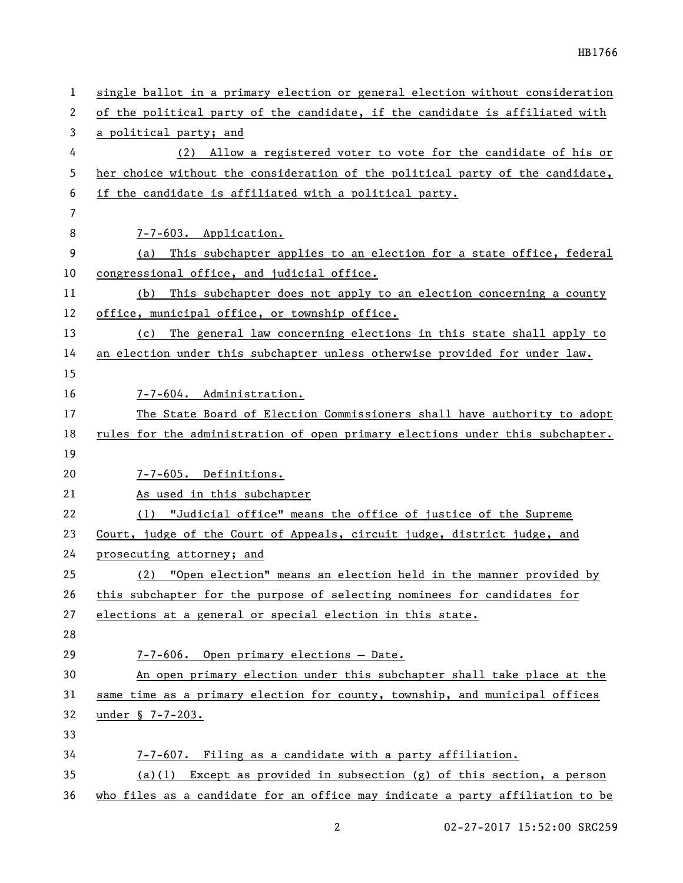single ballot in a primary election or general election without consideration of the political party of the candidate, if the candidate is affiliated with a political party; and

(2) Allow a registered voter to vote for the candidate of his or her choice without the consideration of the political party of the candidate, if the candidate is affiliated with a political party.

7-7-603. Application.

(a) This subchapter applies to an election for a state office, federal congressional office, and judicial office.

(b) This subchapter does not apply to an election concerning a county office, municipal office, or township office.

(c) The general law concerning elections in this state shall apply to an election under this subchapter unless otherwise provided for under law.

7-7-604. Administration.

The State Board of Election Commissioners shall have authority to adopt rules for the administration of open primary elections under this subchapter.

7-7-605. Definitions.

As used in this subchapter

(1) "Judicial office" means the office of justice of the Supreme Court, judge of the Court of Appeals, circuit judge, district judge, and prosecuting attorney; and

(2) "Open election" means an election held in the manner provided by this subchapter for the purpose of selecting nominees for candidates for elections at a general or special election in this state.

7-7-606. Open primary elections — Date.

An open primary election under this subchapter shall take place at the same time as a primary election for county, township, and municipal offices under § 7-7-203.

7-7-607. Filing as a candidate with a party affiliation.

(a)(1) Except as provided in subsection (g) of this section, a person who files as a candidate for an office may indicate a party affiliation to be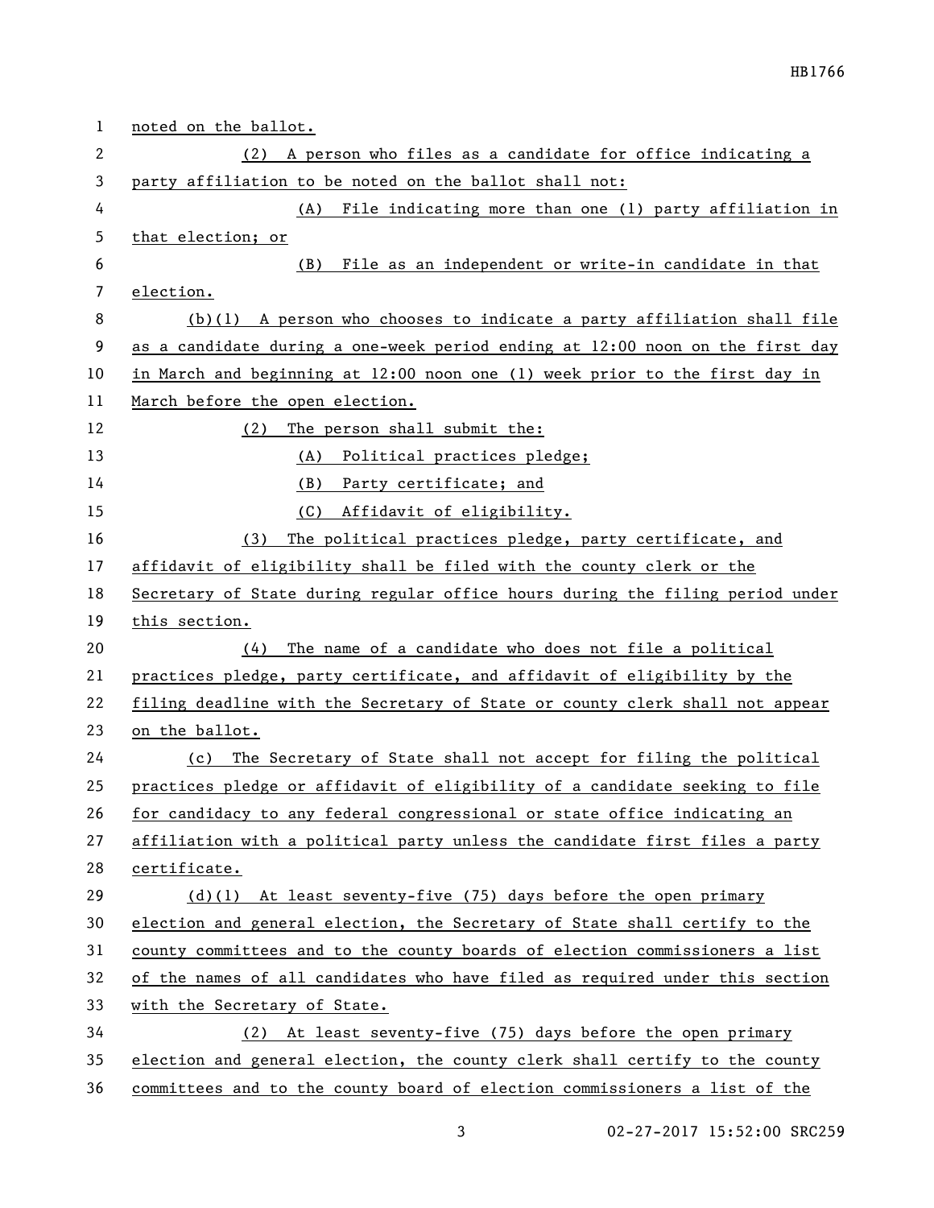noted on the ballot.

(2) A person who files as a candidate for office indicating a party affiliation to be noted on the ballot shall not:

(A) File indicating more than one (1) party affiliation in that election; or

(B) File as an independent or write-in candidate in that election.

(b)(1) A person who chooses to indicate a party affiliation shall file as a candidate during a one-week period ending at 12:00 noon on the first day in March and beginning at 12:00 noon one (1) week prior to the first day in March before the open election.

(2) The person shall submit the:

(A) Political practices pledge;

(B) Party certificate; and

(C) Affidavit of eligibility.

(3) The political practices pledge, party certificate, and affidavit of eligibility shall be filed with the county clerk or the Secretary of State during regular office hours during the filing period under this section.

(4) The name of a candidate who does not file a political practices pledge, party certificate, and affidavit of eligibility by the filing deadline with the Secretary of State or county clerk shall not appear on the ballot.

(c) The Secretary of State shall not accept for filing the political practices pledge or affidavit of eligibility of a candidate seeking to file for candidacy to any federal congressional or state office indicating an affiliation with a political party unless the candidate first files a party certificate.

(d)(1) At least seventy-five (75) days before the open primary election and general election, the Secretary of State shall certify to the county committees and to the county boards of election commissioners a list of the names of all candidates who have filed as required under this section with the Secretary of State.

(2) At least seventy-five (75) days before the open primary election and general election, the county clerk shall certify to the county committees and to the county board of election commissioners a list of the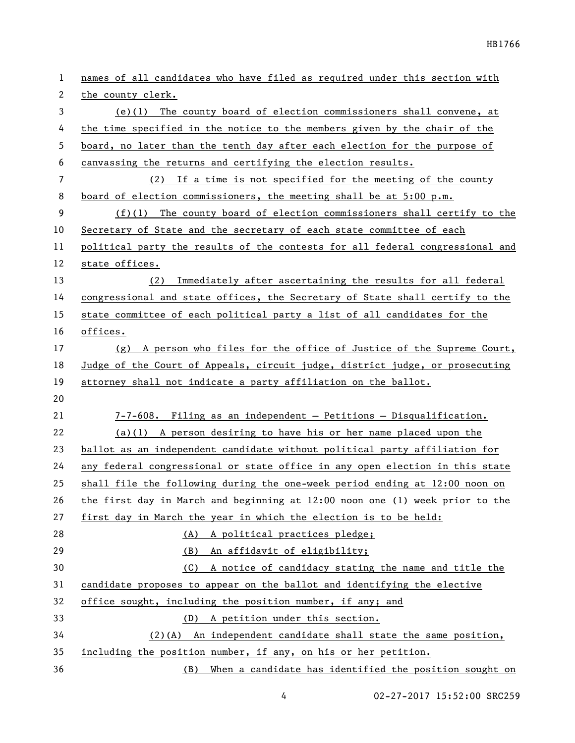names of all candidates who have filed as required under this section with the county clerk.

(e)(1) The county board of election commissioners shall convene, at the time specified in the notice to the members given by the chair of the board, no later than the tenth day after each election for the purpose of canvassing the returns and certifying the election results.

(2) If a time is not specified for the meeting of the county board of election commissioners, the meeting shall be at 5:00 p.m.

(f)(1) The county board of election commissioners shall certify to the Secretary of State and the secretary of each state committee of each political party the results of the contests for all federal congressional and state offices.

(2) Immediately after ascertaining the results for all federal congressional and state offices, the Secretary of State shall certify to the state committee of each political party a list of all candidates for the offices.

(g) A person who files for the office of Justice of the Supreme Court, Judge of the Court of Appeals, circuit judge, district judge, or prosecuting attorney shall not indicate a party affiliation on the ballot.

7-7-608. Filing as an independent — Petitions — Disqualification.

(a)(1) A person desiring to have his or her name placed upon the ballot as an independent candidate without political party affiliation for any federal congressional or state office in any open election in this state shall file the following during the one-week period ending at 12:00 noon on the first day in March and beginning at 12:00 noon one (1) week prior to the first day in March the year in which the election is to be held:

(A) A political practices pledge;

(B) An affidavit of eligibility;

(C) A notice of candidacy stating the name and title the candidate proposes to appear on the ballot and identifying the elective office sought, including the position number, if any; and

(D) A petition under this section.

(2)(A) An independent candidate shall state the same position, including the position number, if any, on his or her petition.

(B) When a candidate has identified the position sought on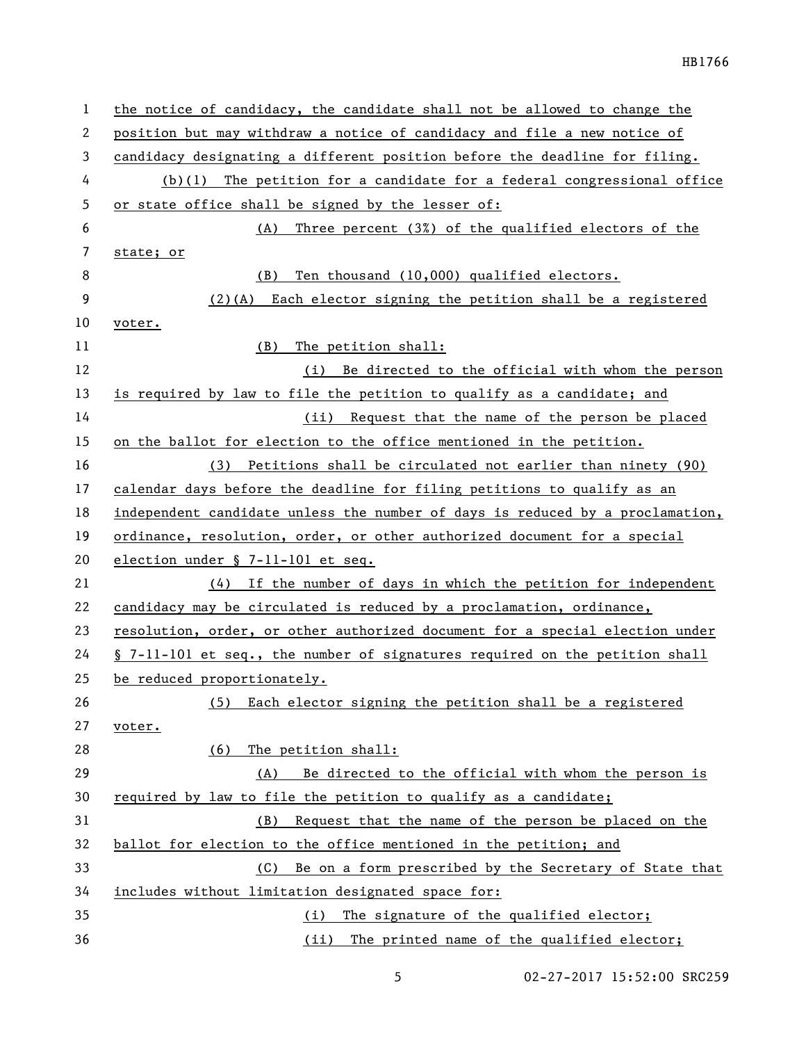the notice of candidacy, the candidate shall not be allowed to change the position but may withdraw a notice of candidacy and file a new notice of candidacy designating a different position before the deadline for filing.

(b)(1) The petition for a candidate for a federal congressional office or state office shall be signed by the lesser of:

(A) Three percent (3%) of the qualified electors of the state; or

(B) Ten thousand (10,000) qualified electors.

(2)(A) Each elector signing the petition shall be a registered voter.

(B) The petition shall:

(i) Be directed to the official with whom the person is required by law to file the petition to qualify as a candidate; and

(ii) Request that the name of the person be placed on the ballot for election to the office mentioned in the petition.

(3) Petitions shall be circulated not earlier than ninety (90) calendar days before the deadline for filing petitions to qualify as an independent candidate unless the number of days is reduced by a proclamation, ordinance, resolution, order, or other authorized document for a special election under § 7-11-101 et seq.

(4) If the number of days in which the petition for independent candidacy may be circulated is reduced by a proclamation, ordinance, resolution, order, or other authorized document for a special election under § 7-11-101 et seq., the number of signatures required on the petition shall be reduced proportionately.

(5) Each elector signing the petition shall be a registered voter.

(6) The petition shall:

(A) Be directed to the official with whom the person is required by law to file the petition to qualify as a candidate;

(B) Request that the name of the person be placed on the ballot for election to the office mentioned in the petition; and

(C) Be on a form prescribed by the Secretary of State that includes without limitation designated space for:

(i) The signature of the qualified elector;

(ii) The printed name of the qualified elector;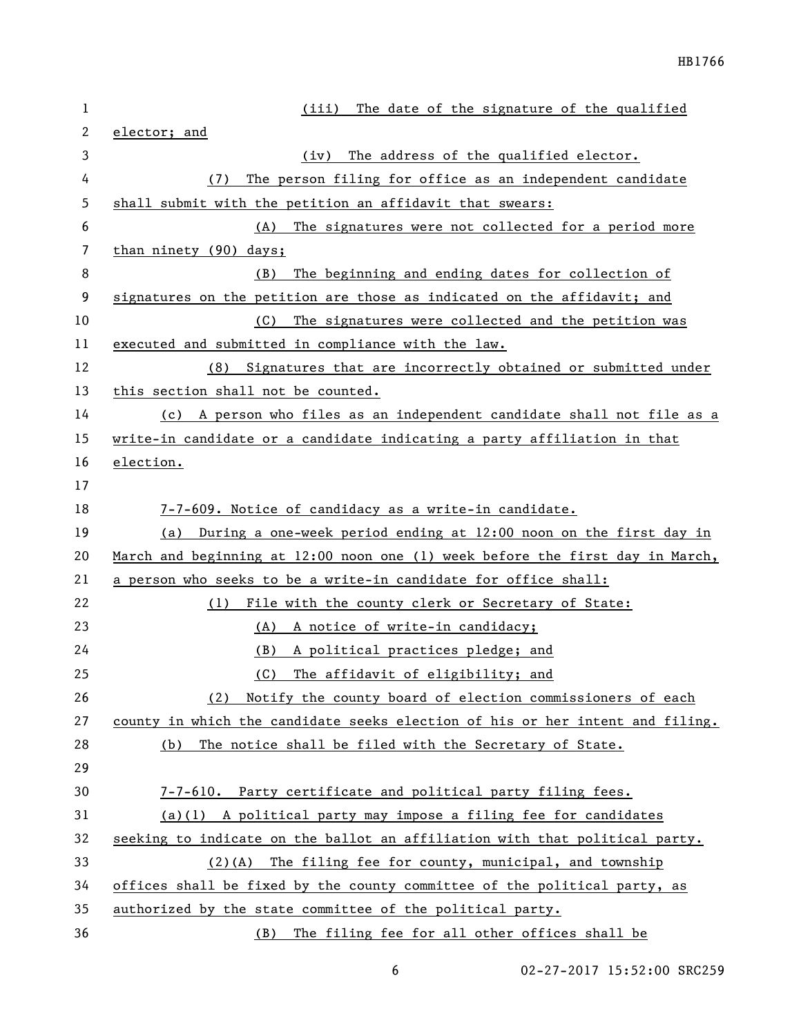(iii) The date of the signature of the qualified elector; and

(iv) The address of the qualified elector.

(7) The person filing for office as an independent candidate shall submit with the petition an affidavit that swears:

(A) The signatures were not collected for a period more than ninety (90) days;

(B) The beginning and ending dates for collection of signatures on the petition are those as indicated on the affidavit; and

(C) The signatures were collected and the petition was executed and submitted in compliance with the law.

(8) Signatures that are incorrectly obtained or submitted under this section shall not be counted.

(c) A person who files as an independent candidate shall not file as a write-in candidate or a candidate indicating a party affiliation in that election.

7-7-609. Notice of candidacy as a write-in candidate.

(a) During a one-week period ending at 12:00 noon on the first day in March and beginning at 12:00 noon one (1) week before the first day in March, a person who seeks to be a write-in candidate for office shall:

(1) File with the county clerk or Secretary of State:

(A) A notice of write-in candidacy;

(B) A political practices pledge; and

(C) The affidavit of eligibility; and

(2) Notify the county board of election commissioners of each county in which the candidate seeks election of his or her intent and filing.

(b) The notice shall be filed with the Secretary of State.

7-7-610. Party certificate and political party filing fees.

(a)(1) A political party may impose a filing fee for candidates seeking to indicate on the ballot an affiliation with that political party.

(2)(A) The filing fee for county, municipal, and township offices shall be fixed by the county committee of the political party, as authorized by the state committee of the political party.

(B) The filing fee for all other offices shall be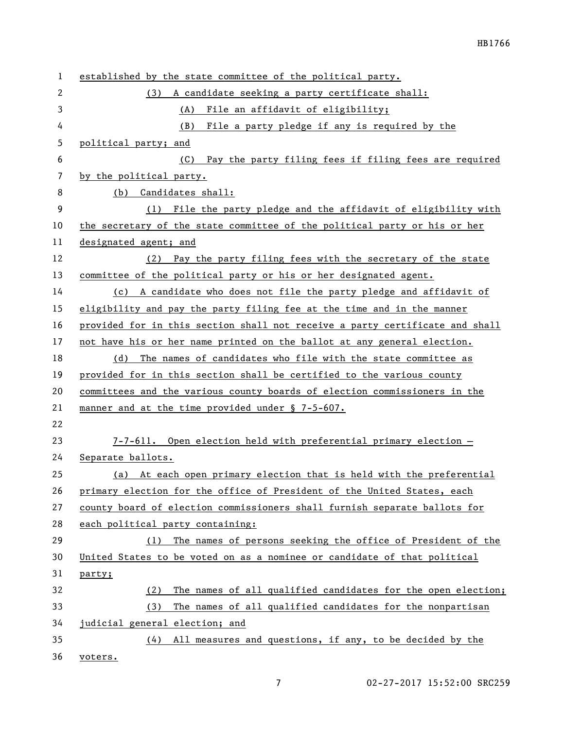established by the state committee of the political party.

(3) A candidate seeking a party certificate shall:

(A) File an affidavit of eligibility;

(B) File a party pledge if any is required by the political party; and

(C) Pay the party filing fees if filing fees are required by the political party.

(b) Candidates shall:

(1) File the party pledge and the affidavit of eligibility with the secretary of the state committee of the political party or his or her designated agent; and

(2) Pay the party filing fees with the secretary of the state committee of the political party or his or her designated agent.

(c) A candidate who does not file the party pledge and affidavit of eligibility and pay the party filing fee at the time and in the manner provided for in this section shall not receive a party certificate and shall not have his or her name printed on the ballot at any general election.

(d) The names of candidates who file with the state committee as provided for in this section shall be certified to the various county committees and the various county boards of election commissioners in the manner and at the time provided under § 7-5-607.

7-7-611. Open election held with preferential primary election — Separate ballots.

(a) At each open primary election that is held with the preferential primary election for the office of President of the United States, each county board of election commissioners shall furnish separate ballots for each political party containing:

(1) The names of persons seeking the office of President of the United States to be voted on as a nominee or candidate of that political party;

(2) The names of all qualified candidates for the open election;

(3) The names of all qualified candidates for the nonpartisan judicial general election; and

(4) All measures and questions, if any, to be decided by the voters.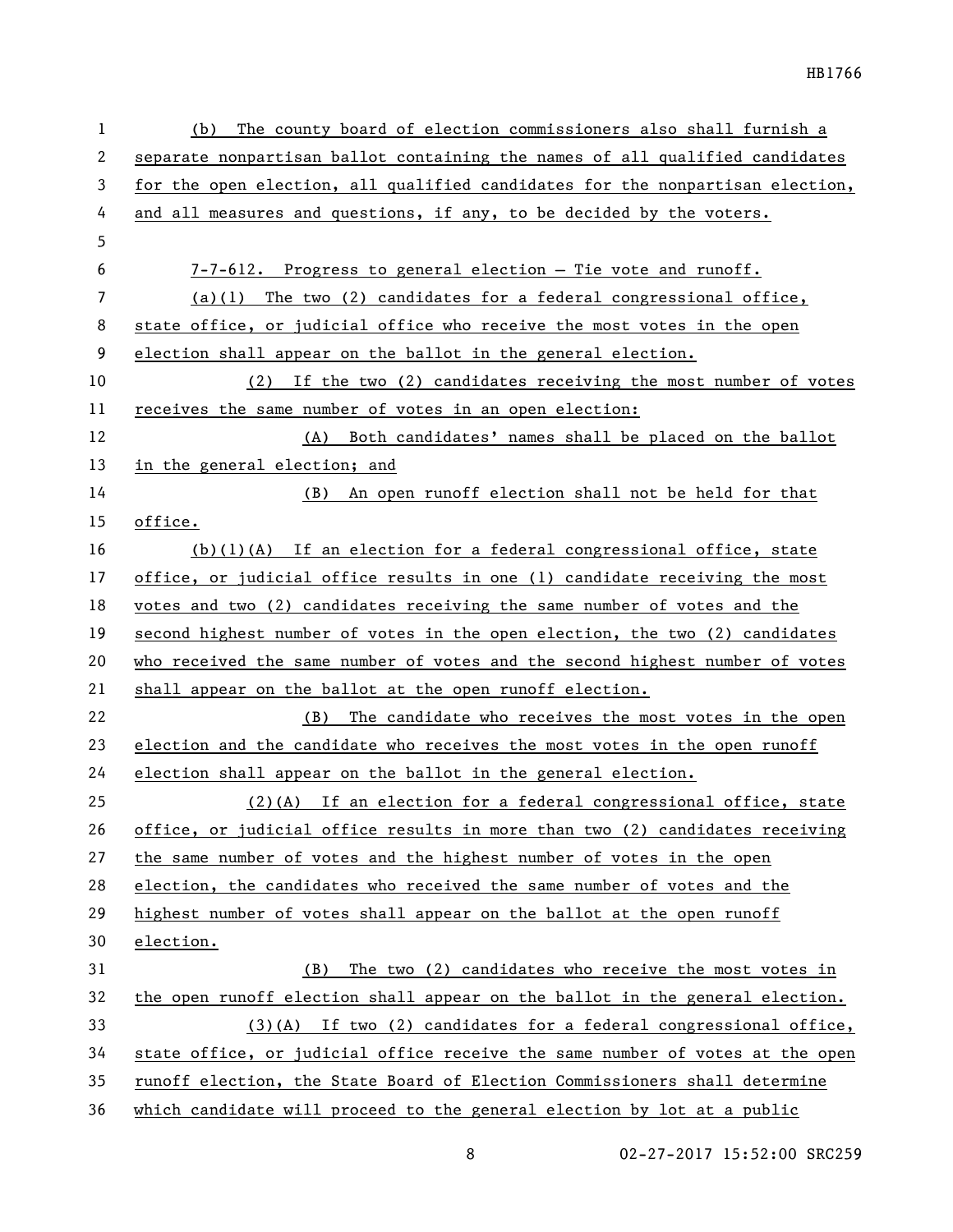(b) The county board of election commissioners also shall furnish a separate nonpartisan ballot containing the names of all qualified candidates for the open election, all qualified candidates for the nonpartisan election, and all measures and questions, if any, to be decided by the voters.

7-7-612. Progress to general election — Tie vote and runoff.

(a)(1) The two (2) candidates for a federal congressional office, state office, or judicial office who receive the most votes in the open election shall appear on the ballot in the general election.

(2) If the two (2) candidates receiving the most number of votes receives the same number of votes in an open election:

(A) Both candidates' names shall be placed on the ballot in the general election; and

(B) An open runoff election shall not be held for that office.

(b)(1)(A) If an election for a federal congressional office, state office, or judicial office results in one (1) candidate receiving the most votes and two (2) candidates receiving the same number of votes and the second highest number of votes in the open election, the two (2) candidates who received the same number of votes and the second highest number of votes shall appear on the ballot at the open runoff election.

(B) The candidate who receives the most votes in the open election and the candidate who receives the most votes in the open runoff election shall appear on the ballot in the general election.

(2)(A) If an election for a federal congressional office, state office, or judicial office results in more than two (2) candidates receiving the same number of votes and the highest number of votes in the open election, the candidates who received the same number of votes and the highest number of votes shall appear on the ballot at the open runoff election.

(B) The two (2) candidates who receive the most votes in the open runoff election shall appear on the ballot in the general election.

(3)(A) If two (2) candidates for a federal congressional office, state office, or judicial office receive the same number of votes at the open runoff election, the State Board of Election Commissioners shall determine which candidate will proceed to the general election by lot at a public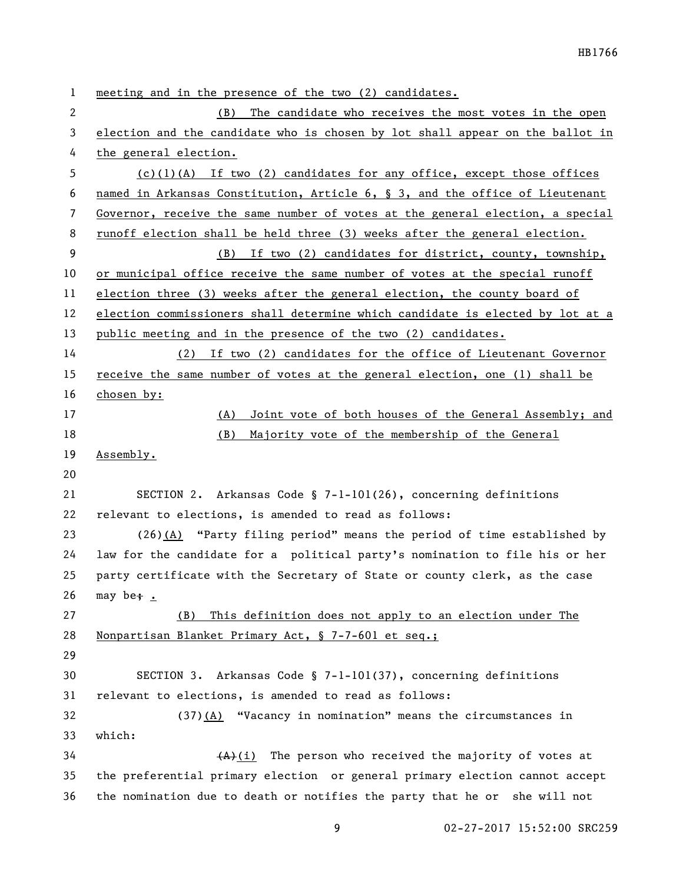meeting and in the presence of the two (2) candidates.

(B) The candidate who receives the most votes in the open election and the candidate who is chosen by lot shall appear on the ballot in the general election.

(c)(1)(A) If two (2) candidates for any office, except those offices named in Arkansas Constitution, Article 6, § 3, and the office of Lieutenant Governor, receive the same number of votes at the general election, a special runoff election shall be held three (3) weeks after the general election.

(B) If two (2) candidates for district, county, township, or municipal office receive the same number of votes at the special runoff election three (3) weeks after the general election, the county board of election commissioners shall determine which candidate is elected by lot at a public meeting and in the presence of the two (2) candidates.

(2) If two (2) candidates for the office of Lieutenant Governor receive the same number of votes at the general election, one (1) shall be chosen by:

(A) Joint vote of both houses of the General Assembly; and

(B) Majority vote of the membership of the General Assembly.

SECTION 2. Arkansas Code § 7-1-101(26), concerning definitions relevant to elections, is amended to read as follows:

(26)(A) "Party filing period" means the period of time established by law for the candidate for a political party's nomination to file his or her party certificate with the Secretary of State or county clerk, as the case may be; .

(B) This definition does not apply to an election under The Nonpartisan Blanket Primary Act, § 7-7-601 et seq.;

SECTION 3. Arkansas Code § 7-1-101(37), concerning definitions relevant to elections, is amended to read as follows:

(37)(A) "Vacancy in nomination" means the circumstances in which:

~~(A)~~(i) The person who received the majority of votes at the preferential primary election or general primary election cannot accept the nomination due to death or notifies the party that he or she will not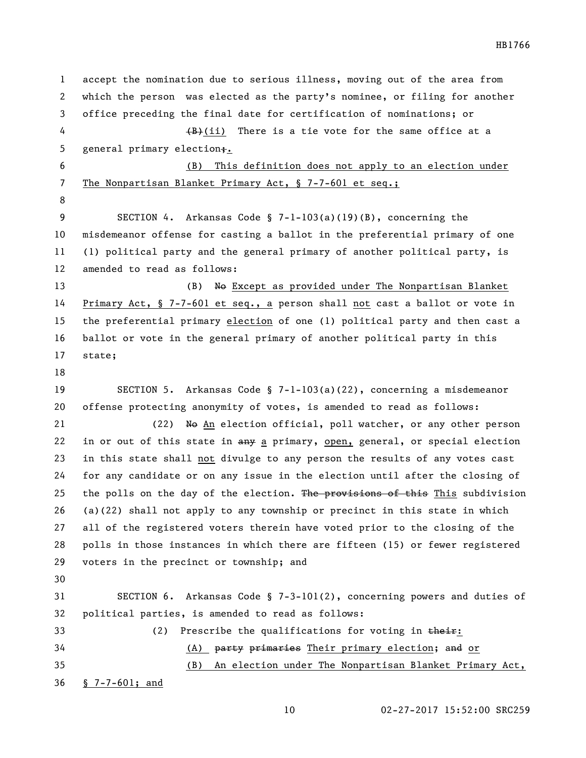accept the nomination due to serious illness, moving out of the area from which the person was elected as the party's nominee, or filing for another office preceding the final date for certification of nominations; or

~~(B)~~(ii) There is a tie vote for the same office at a general primary election~~;~~.

(B) This definition does not apply to an election under The Nonpartisan Blanket Primary Act, § 7-7-601 et seq.;

SECTION 4. Arkansas Code § 7-1-103(a)(19)(B), concerning the misdemeanor offense for casting a ballot in the preferential primary of one (1) political party and the general primary of another political party, is amended to read as follows:

(B) ~~No~~ Except as provided under The Nonpartisan Blanket Primary Act, § 7-7-601 et seq., a person shall not cast a ballot or vote in the preferential primary election of one (1) political party and then cast a ballot or vote in the general primary of another political party in this state;

SECTION 5. Arkansas Code § 7-1-103(a)(22), concerning a misdemeanor offense protecting anonymity of votes, is amended to read as follows:

(22) ~~No~~ An election official, poll watcher, or any other person in or out of this state in ~~any~~ a primary, open, general, or special election in this state shall not divulge to any person the results of any votes cast for any candidate or on any issue in the election until after the closing of the polls on the day of the election. ~~The provisions of this~~ This subdivision (a)(22) shall not apply to any township or precinct in this state in which all of the registered voters therein have voted prior to the closing of the polls in those instances in which there are fifteen (15) or fewer registered voters in the precinct or township; and

SECTION 6. Arkansas Code § 7-3-101(2), concerning powers and duties of political parties, is amended to read as follows:

(2) Prescribe the qualifications for voting in ~~their~~:

(A) ~~party primaries~~ Their primary election; ~~and~~ or

(B) An election under The Nonpartisan Blanket Primary Act, § 7-7-601; and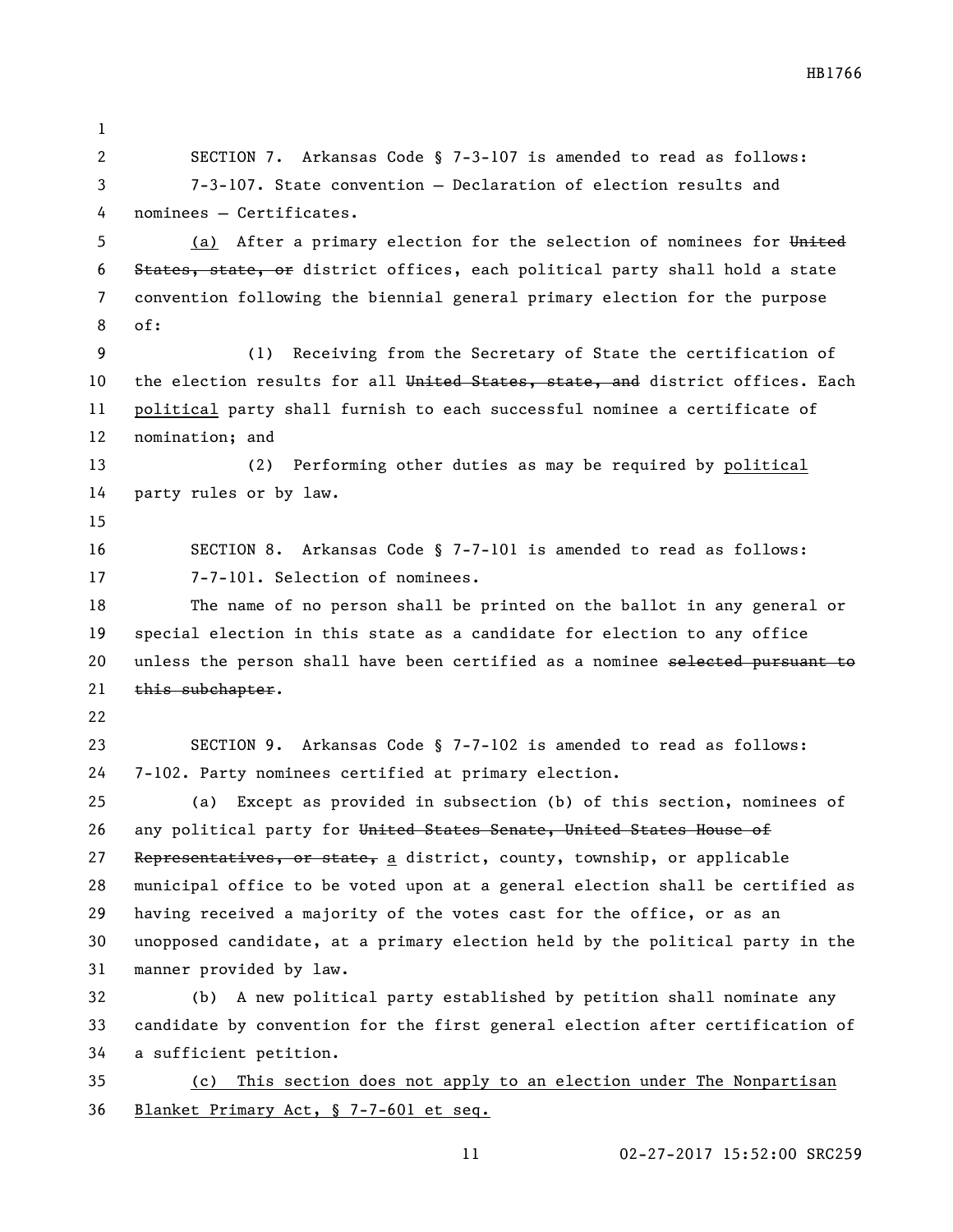SECTION 7. Arkansas Code § 7-3-107 is amended to read as follows:

7-3-107. State convention — Declaration of election results and nominees — Certificates.

(a) After a primary election for the selection of nominees for ~~United States, state, or~~ district offices, each political party shall hold a state convention following the biennial general primary election for the purpose of:

(1) Receiving from the Secretary of State the certification of the election results for all ~~United States, state, and~~ district offices. Each political party shall furnish to each successful nominee a certificate of nomination; and

(2) Performing other duties as may be required by political party rules or by law.

SECTION 8. Arkansas Code § 7-7-101 is amended to read as follows:

7-7-101. Selection of nominees.

The name of no person shall be printed on the ballot in any general or special election in this state as a candidate for election to any office unless the person shall have been certified as a nominee ~~selected pursuant to this subchapter~~.

SECTION 9. Arkansas Code § 7-7-102 is amended to read as follows:

7-102. Party nominees certified at primary election.

(a) Except as provided in subsection (b) of this section, nominees of any political party for ~~United States Senate, United States House of Representatives, or state,~~ a district, county, township, or applicable municipal office to be voted upon at a general election shall be certified as having received a majority of the votes cast for the office, or as an unopposed candidate, at a primary election held by the political party in the manner provided by law.

(b) A new political party established by petition shall nominate any candidate by convention for the first general election after certification of a sufficient petition.

(c) This section does not apply to an election under The Nonpartisan Blanket Primary Act, § 7-7-601 et seq.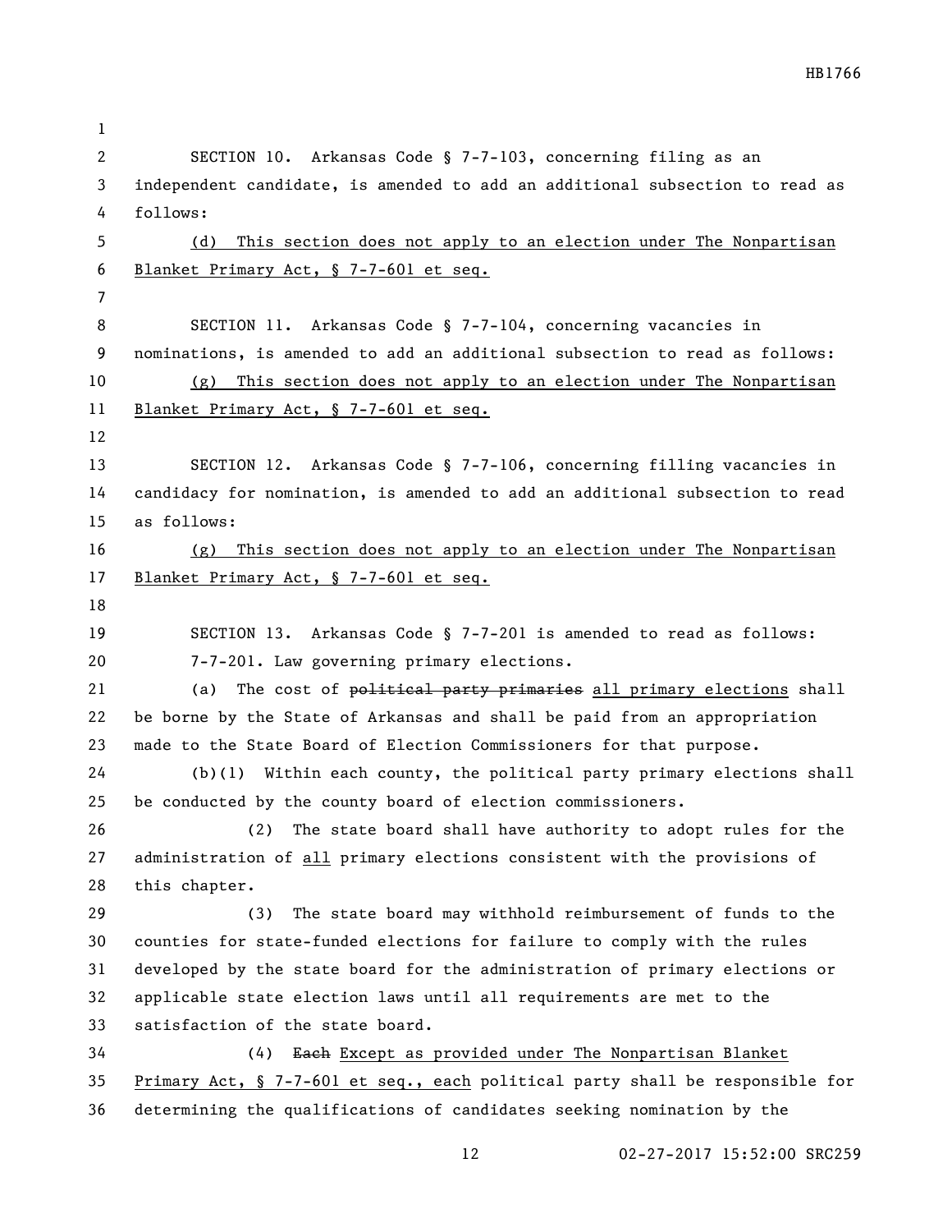SECTION 10. Arkansas Code § 7-7-103, concerning filing as an independent candidate, is amended to add an additional subsection to read as follows:

<u>(d) This section does not apply to an election under The Nonpartisan Blanket Primary Act, § 7-7-601 et seq.</u>

SECTION 11. Arkansas Code § 7-7-104, concerning vacancies in nominations, is amended to add an additional subsection to read as follows:

<u>(g) This section does not apply to an election under The Nonpartisan Blanket Primary Act, § 7-7-601 et seq.</u>

SECTION 12. Arkansas Code § 7-7-106, concerning filling vacancies in candidacy for nomination, is amended to add an additional subsection to read as follows:

<u>(g) This section does not apply to an election under The Nonpartisan Blanket Primary Act, § 7-7-601 et seq.</u>

SECTION 13. Arkansas Code § 7-7-201 is amended to read as follows:

7-7-201. Law governing primary elections.

(a) The cost of ~~political party primaries~~ <u>all primary elections</u> shall be borne by the State of Arkansas and shall be paid from an appropriation made to the State Board of Election Commissioners for that purpose.

(b)(1) Within each county, the political party primary elections shall be conducted by the county board of election commissioners.

(2) The state board shall have authority to adopt rules for the administration of <u>all</u> primary elections consistent with the provisions of this chapter.

(3) The state board may withhold reimbursement of funds to the counties for state-funded elections for failure to comply with the rules developed by the state board for the administration of primary elections or applicable state election laws until all requirements are met to the satisfaction of the state board.

(4) ~~Each~~ <u>Except as provided under The Nonpartisan Blanket Primary Act, § 7-7-601 et seq., each</u> political party shall be responsible for determining the qualifications of candidates seeking nomination by the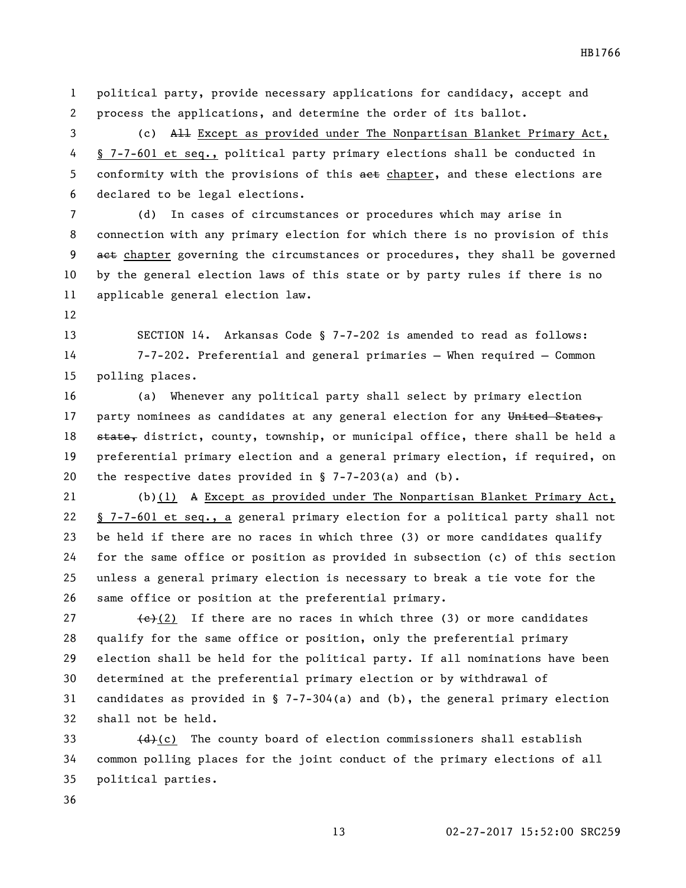political party, provide necessary applications for candidacy, accept and process the applications, and determine the order of its ballot.

(c) ~~All~~ Except as provided under The Nonpartisan Blanket Primary Act, § 7-7-601 et seq., political party primary elections shall be conducted in conformity with the provisions of this ~~act~~ chapter, and these elections are declared to be legal elections.

(d) In cases of circumstances or procedures which may arise in connection with any primary election for which there is no provision of this ~~act~~ chapter governing the circumstances or procedures, they shall be governed by the general election laws of this state or by party rules if there is no applicable general election law.

SECTION 14. Arkansas Code § 7-7-202 is amended to read as follows:

7-7-202. Preferential and general primaries — When required — Common polling places.

(a) Whenever any political party shall select by primary election party nominees as candidates at any general election for any ~~United States, state,~~ district, county, township, or municipal office, there shall be held a preferential primary election and a general primary election, if required, on the respective dates provided in § 7-7-203(a) and (b).

(b)(1) ~~A~~ Except as provided under The Nonpartisan Blanket Primary Act, § 7-7-601 et seq., a general primary election for a political party shall not be held if there are no races in which three (3) or more candidates qualify for the same office or position as provided in subsection (c) of this section unless a general primary election is necessary to break a tie vote for the same office or position at the preferential primary.

~~(c)~~(2) If there are no races in which three (3) or more candidates qualify for the same office or position, only the preferential primary election shall be held for the political party. If all nominations have been determined at the preferential primary election or by withdrawal of candidates as provided in § 7-7-304(a) and (b), the general primary election shall not be held.

~~(d)~~(c) The county board of election commissioners shall establish common polling places for the joint conduct of the primary elections of all political parties.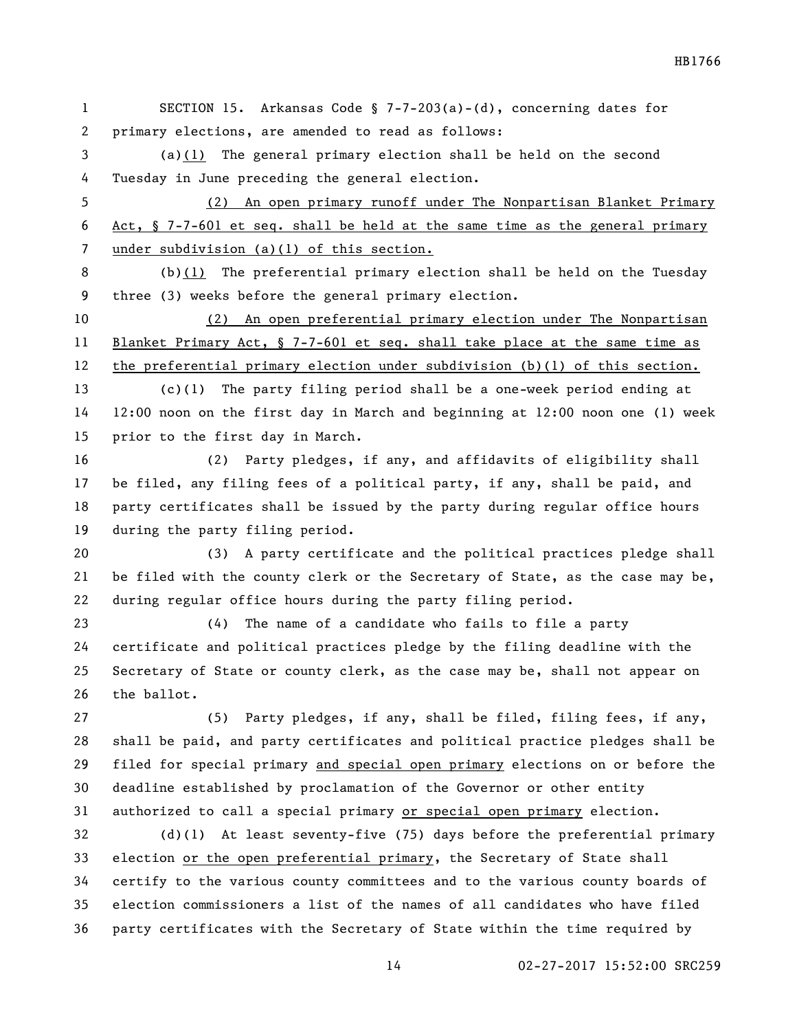SECTION 15. Arkansas Code § 7-7-203(a)-(d), concerning dates for primary elections, are amended to read as follows:

(a)(1) The general primary election shall be held on the second Tuesday in June preceding the general election.

(2) An open primary runoff under The Nonpartisan Blanket Primary Act, § 7-7-601 et seq. shall be held at the same time as the general primary under subdivision (a)(1) of this section.

(b)(1) The preferential primary election shall be held on the Tuesday three (3) weeks before the general primary election.

(2) An open preferential primary election under The Nonpartisan Blanket Primary Act, § 7-7-601 et seq. shall take place at the same time as the preferential primary election under subdivision (b)(1) of this section.

(c)(1) The party filing period shall be a one-week period ending at 12:00 noon on the first day in March and beginning at 12:00 noon one (1) week prior to the first day in March.

(2) Party pledges, if any, and affidavits of eligibility shall be filed, any filing fees of a political party, if any, shall be paid, and party certificates shall be issued by the party during regular office hours during the party filing period.

(3) A party certificate and the political practices pledge shall be filed with the county clerk or the Secretary of State, as the case may be, during regular office hours during the party filing period.

(4) The name of a candidate who fails to file a party certificate and political practices pledge by the filing deadline with the Secretary of State or county clerk, as the case may be, shall not appear on the ballot.

(5) Party pledges, if any, shall be filed, filing fees, if any, shall be paid, and party certificates and political practice pledges shall be filed for special primary and special open primary elections on or before the deadline established by proclamation of the Governor or other entity authorized to call a special primary or special open primary election.

(d)(1) At least seventy-five (75) days before the preferential primary election or the open preferential primary, the Secretary of State shall certify to the various county committees and to the various county boards of election commissioners a list of the names of all candidates who have filed party certificates with the Secretary of State within the time required by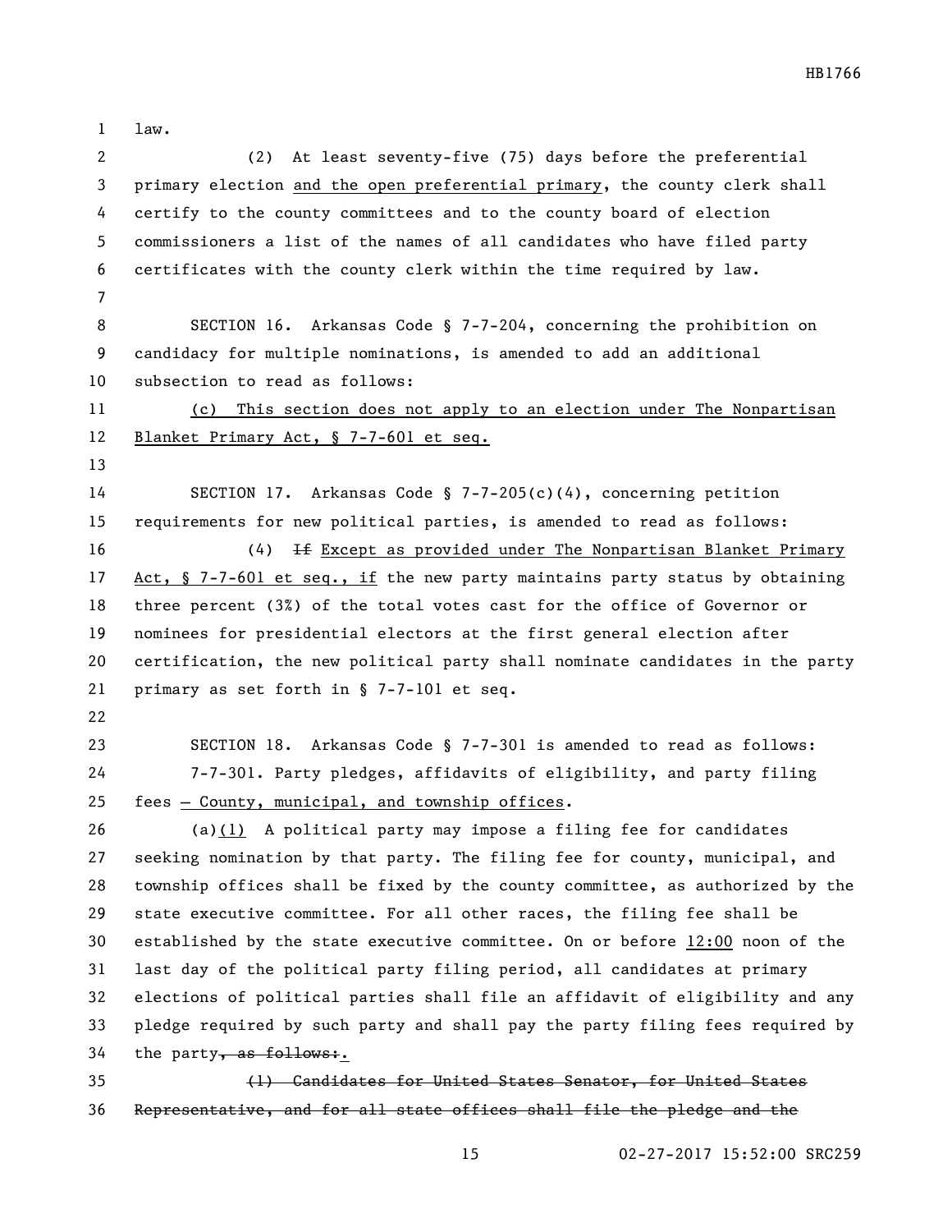law.

(2) At least seventy-five (75) days before the preferential primary election <u>and the open preferential primary</u>, the county clerk shall certify to the county committees and to the county board of election commissioners a list of the names of all candidates who have filed party certificates with the county clerk within the time required by law.

SECTION 16. Arkansas Code § 7-7-204, concerning the prohibition on candidacy for multiple nominations, is amended to add an additional subsection to read as follows:

<u>(c) This section does not apply to an election under The Nonpartisan Blanket Primary Act, § 7-7-601 et seq.</u>

SECTION 17. Arkansas Code § 7-7-205(c)(4), concerning petition requirements for new political parties, is amended to read as follows:

(4) ~~If~~ <u>Except as provided under The Nonpartisan Blanket Primary Act, § 7-7-601 et seq., if</u> the new party maintains party status by obtaining three percent (3%) of the total votes cast for the office of Governor or nominees for presidential electors at the first general election after certification, the new political party shall nominate candidates in the party primary as set forth in § 7-7-101 et seq.

SECTION 18. Arkansas Code § 7-7-301 is amended to read as follows:

7-7-301. Party pledges, affidavits of eligibility, and party filing fees <u>— County, municipal, and township offices</u>.

(a)<u>(1)</u> A political party may impose a filing fee for candidates seeking nomination by that party. The filing fee for county, municipal, and township offices shall be fixed by the county committee, as authorized by the state executive committee. For all other races, the filing fee shall be established by the state executive committee. On or before <u>12:00</u> noon of the last day of the political party filing period, all candidates at primary elections of political parties shall file an affidavit of eligibility and any pledge required by such party and shall pay the party filing fees required by the party~~, as follows:~~<u>.</u>

~~(1) Candidates for United States Senator, for United States Representative, and for all state offices shall file the pledge and the~~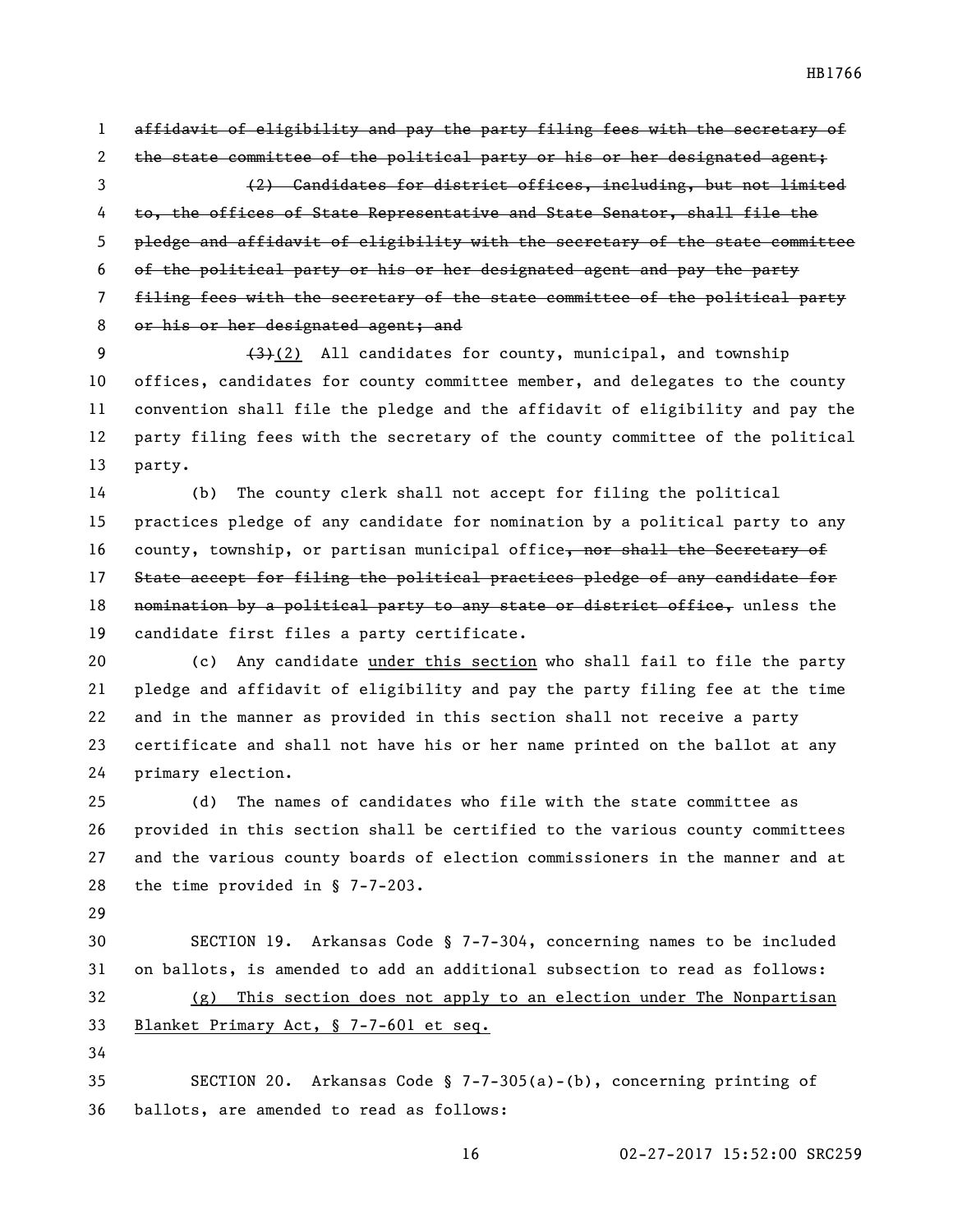~~affidavit of eligibility and pay the party filing fees with the secretary of the state committee of the political party or his or her designated agent;~~

~~(2) Candidates for district offices, including, but not limited to, the offices of State Representative and State Senator, shall file the pledge and affidavit of eligibility with the secretary of the state committee of the political party or his or her designated agent and pay the party filing fees with the secretary of the state committee of the political party or his or her designated agent; and~~

~~(3)~~<u>(2)</u> All candidates for county, municipal, and township offices, candidates for county committee member, and delegates to the county convention shall file the pledge and the affidavit of eligibility and pay the party filing fees with the secretary of the county committee of the political party.

(b) The county clerk shall not accept for filing the political practices pledge of any candidate for nomination by a political party to any county, township, or partisan municipal office~~, nor shall the Secretary of State accept for filing the political practices pledge of any candidate for nomination by a political party to any state or district office,~~ unless the candidate first files a party certificate.

(c) Any candidate <u>under this section</u> who shall fail to file the party pledge and affidavit of eligibility and pay the party filing fee at the time and in the manner as provided in this section shall not receive a party certificate and shall not have his or her name printed on the ballot at any primary election.

(d) The names of candidates who file with the state committee as provided in this section shall be certified to the various county committees and the various county boards of election commissioners in the manner and at the time provided in § 7-7-203.

SECTION 19. Arkansas Code § 7-7-304, concerning names to be included on ballots, is amended to add an additional subsection to read as follows:

<u>(g) This section does not apply to an election under The Nonpartisan Blanket Primary Act, § 7-7-601 et seq.</u>

SECTION 20. Arkansas Code § 7-7-305(a)-(b), concerning printing of ballots, are amended to read as follows: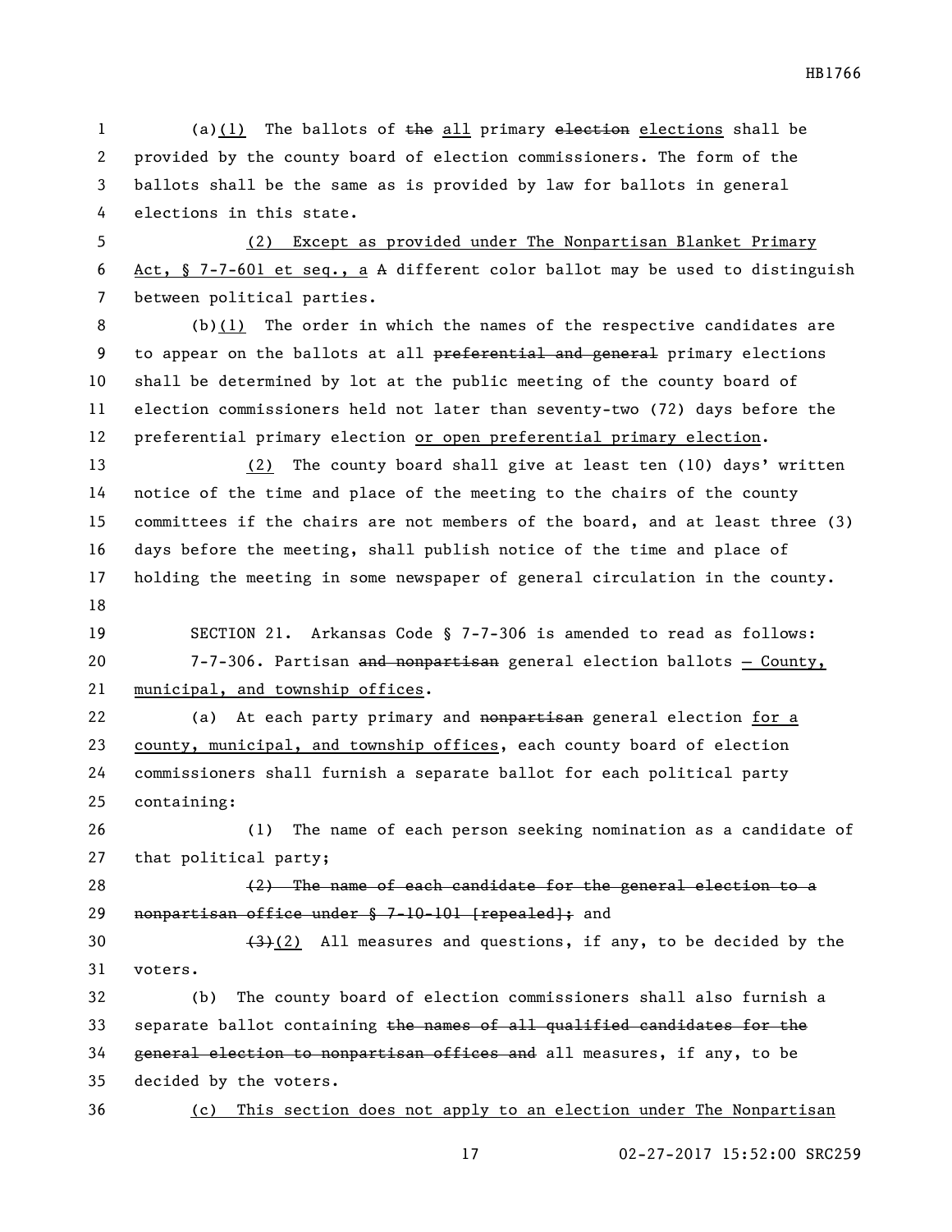(a)(1) The ballots of ~~the~~ all primary ~~election~~ elections shall be provided by the county board of election commissioners. The form of the ballots shall be the same as is provided by law for ballots in general elections in this state.

(2) Except as provided under The Nonpartisan Blanket Primary Act, § 7-7-601 et seq., a ~~A~~ different color ballot may be used to distinguish between political parties.

(b)(1) The order in which the names of the respective candidates are to appear on the ballots at all ~~preferential and general~~ primary elections shall be determined by lot at the public meeting of the county board of election commissioners held not later than seventy-two (72) days before the preferential primary election or open preferential primary election.

(2) The county board shall give at least ten (10) days' written notice of the time and place of the meeting to the chairs of the county committees if the chairs are not members of the board, and at least three (3) days before the meeting, shall publish notice of the time and place of holding the meeting in some newspaper of general circulation in the county.

SECTION 21. Arkansas Code § 7-7-306 is amended to read as follows:

7-7-306. Partisan ~~and nonpartisan~~ general election ballots — County, municipal, and township offices.

(a) At each party primary and ~~nonpartisan~~ general election for a county, municipal, and township offices, each county board of election commissioners shall furnish a separate ballot for each political party containing:

(1) The name of each person seeking nomination as a candidate of that political party;

~~(2) The name of each candidate for the general election to a nonpartisan office under § 7-10-101 [repealed];~~ and

~~(3)~~(2) All measures and questions, if any, to be decided by the voters.

(b) The county board of election commissioners shall also furnish a separate ballot containing ~~the names of all qualified candidates for the general election to nonpartisan offices and~~ all measures, if any, to be decided by the voters.

(c) This section does not apply to an election under The Nonpartisan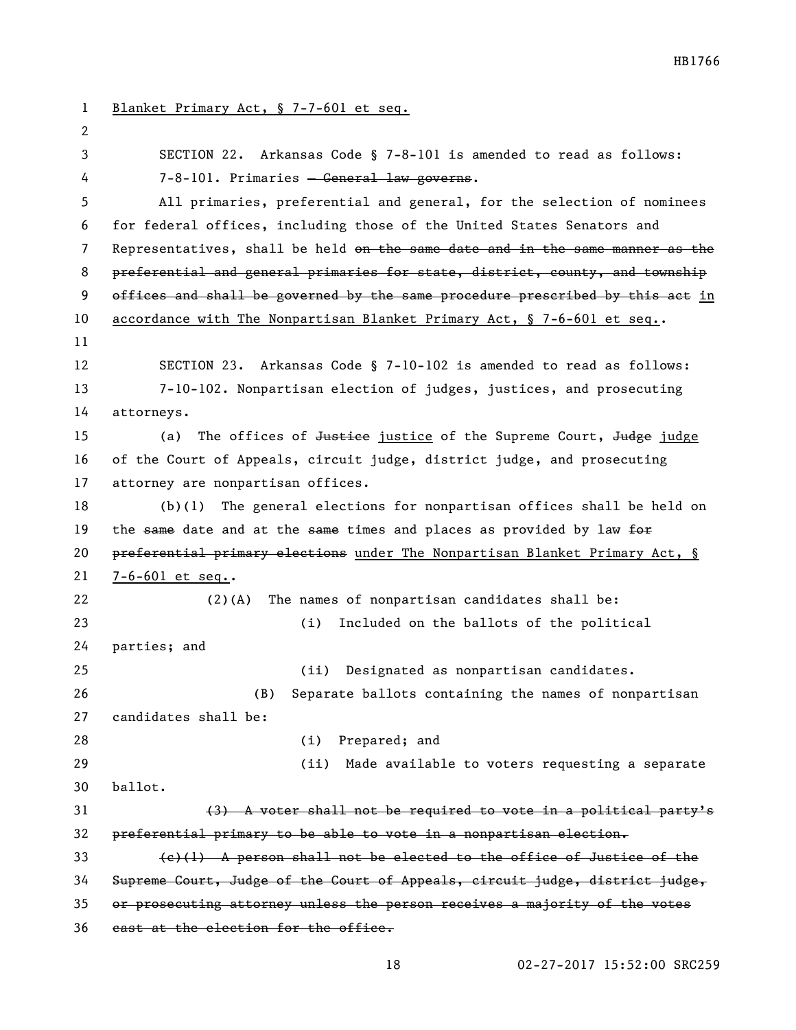Blanket Primary Act, § 7-7-601 et seq.

SECTION 22. Arkansas Code § 7-8-101 is amended to read as follows:

7-8-101. Primaries ~~— General law governs~~.

All primaries, preferential and general, for the selection of nominees for federal offices, including those of the United States Senators and Representatives, shall be held ~~on the same date and in the same manner as the preferential and general primaries for state, district, county, and township offices and shall be governed by the same procedure prescribed by this act~~ in accordance with The Nonpartisan Blanket Primary Act, § 7-6-601 et seq..

SECTION 23. Arkansas Code § 7-10-102 is amended to read as follows:

7-10-102. Nonpartisan election of judges, justices, and prosecuting attorneys.

(a) The offices of ~~Justice~~ justice of the Supreme Court, ~~Judge~~ judge of the Court of Appeals, circuit judge, district judge, and prosecuting attorney are nonpartisan offices.

(b)(1) The general elections for nonpartisan offices shall be held on the ~~same~~ date and at the ~~same~~ times and places as provided by law ~~for preferential primary elections~~ under The Nonpartisan Blanket Primary Act, § 7-6-601 et seq..

(2)(A) The names of nonpartisan candidates shall be:

(i) Included on the ballots of the political parties; and

(ii) Designated as nonpartisan candidates.

(B) Separate ballots containing the names of nonpartisan candidates shall be:

(i) Prepared; and

(ii) Made available to voters requesting a separate ballot.

~~(3) A voter shall not be required to vote in a political party's preferential primary to be able to vote in a nonpartisan election.~~

~~(c)(1) A person shall not be elected to the office of Justice of the Supreme Court, Judge of the Court of Appeals, circuit judge, district judge, or prosecuting attorney unless the person receives a majority of the votes cast at the election for the office.~~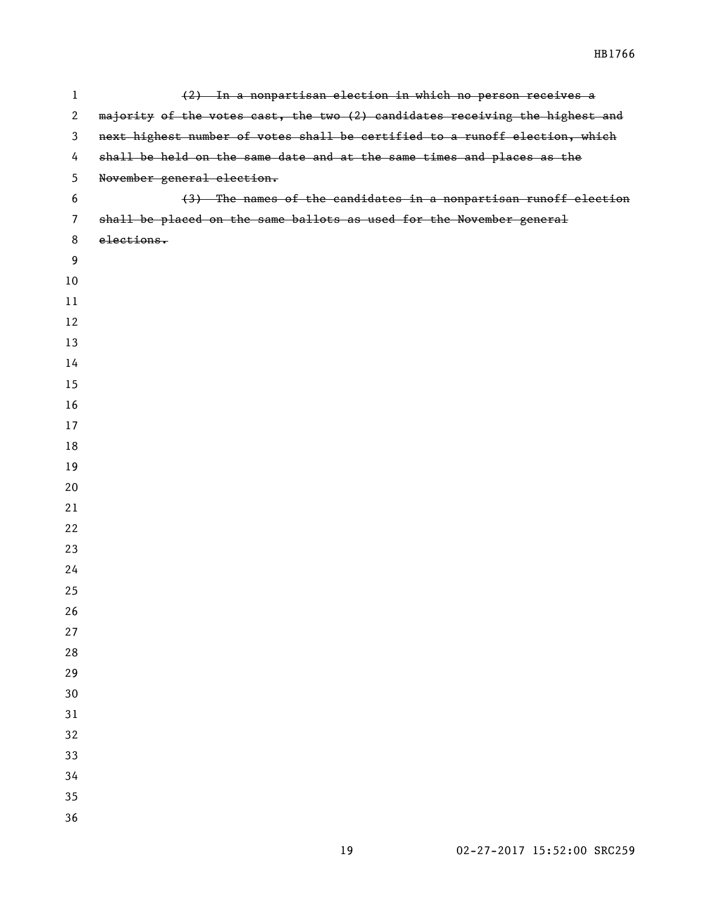~~(2) In a nonpartisan election in which no person receives a majority of the votes cast, the two (2) candidates receiving the highest and next highest number of votes shall be certified to a runoff election, which shall be held on the same date and at the same times and places as the November general election.~~

~~(3) The names of the candidates in a nonpartisan runoff election shall be placed on the same ballots as used for the November general elections.~~